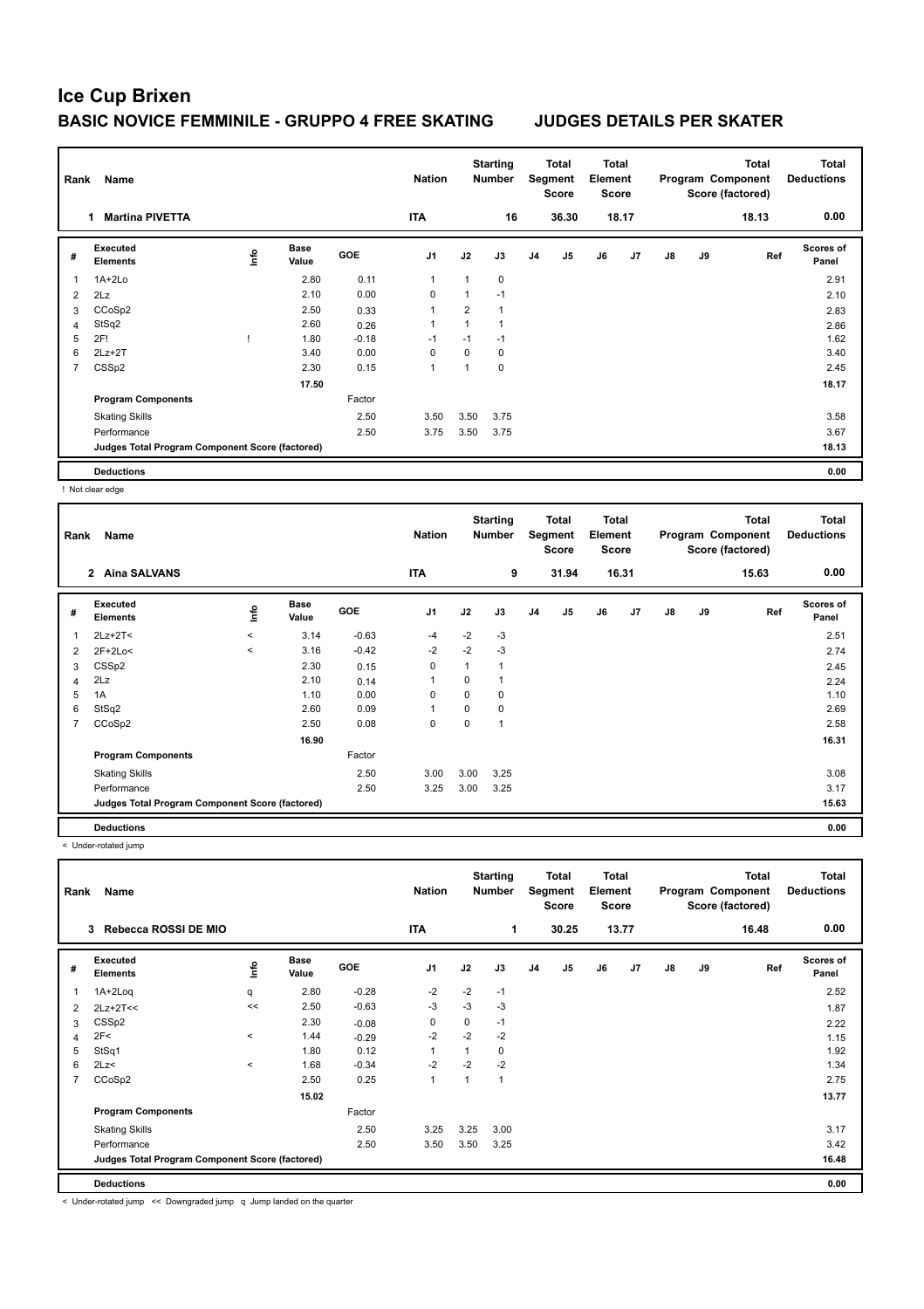# Ice Cup Brixen

## BASIC NOVICE FEMMINILE - GRUPPO 4 FREE SKATING    JUDGES DETAILS PER SKATER

| Rank | Name | | | | Nation | | Starting Number | | Total Segment Score | | Total Element Score | | | Total Program Component Score (factored) | | Total Deductions |
|---|---|---|---|---|---|---|---|---|---|---|---|---|---|---|---|---|
| 1 | Martina PIVETTA | | | | ITA | | 16 | | 36.30 | | 18.17 | | | 18.13 | | 0.00 |

| # | Executed Elements | Info | Base Value | GOE | J1 | J2 | J3 | J4 | J5 | J6 | J7 | J8 | J9 | Ref | Scores of Panel |
|---|---|---|---|---|---|---|---|---|---|---|---|---|---|---|---|
| 1 | 1A+2Lo | | 2.80 | 0.11 | 1 | 1 | 0 | | | | | | | | 2.91 |
| 2 | 2Lz | | 2.10 | 0.00 | 0 | 1 | -1 | | | | | | | | 2.10 |
| 3 | CCoSp2 | | 2.50 | 0.33 | 1 | 2 | 1 | | | | | | | | 2.83 |
| 4 | StSq2 | | 2.60 | 0.26 | 1 | 1 | 1 | | | | | | | | 2.86 |
| 5 | 2F! | ! | 1.80 | -0.18 | -1 | -1 | -1 | | | | | | | | 1.62 |
| 6 | 2Lz+2T | | 3.40 | 0.00 | 0 | 0 | 0 | | | | | | | | 3.40 |
| 7 | CSSp2 | | 2.30 | 0.15 | 1 | 1 | 0 | | | | | | | | 2.45 |
| | | | 17.50 | | | | | | | | | | | | 18.17 |
| | Program Components | | | Factor | | | | | | | | | | | |
| | Skating Skills | | | 2.50 | 3.50 | 3.50 | 3.75 | | | | | | | | 3.58 |
| | Performance | | | 2.50 | 3.75 | 3.50 | 3.75 | | | | | | | | 3.67 |
| | Judges Total Program Component Score (factored) | | | | | | | | | | | | | | 18.13 |
| | Deductions | | | | | | | | | | | | | | 0.00 |

! Not clear edge

| Rank | Name | | | | Nation | | Starting Number | | Total Segment Score | | Total Element Score | | | Total Program Component Score (factored) | | Total Deductions |
|---|---|---|---|---|---|---|---|---|---|---|---|---|---|---|---|---|
| 2 | Aina SALVANS | | | | ITA | | 9 | | 31.94 | | 16.31 | | | 15.63 | | 0.00 |

| # | Executed Elements | Info | Base Value | GOE | J1 | J2 | J3 | J4 | J5 | J6 | J7 | J8 | J9 | Ref | Scores of Panel |
|---|---|---|---|---|---|---|---|---|---|---|---|---|---|---|---|
| 1 | 2Lz+2T< | < | 3.14 | -0.63 | -4 | -2 | -3 | | | | | | | | 2.51 |
| 2 | 2F+2Lo< | < | 3.16 | -0.42 | -2 | -2 | -3 | | | | | | | | 2.74 |
| 3 | CSSp2 | | 2.30 | 0.15 | 0 | 1 | 1 | | | | | | | | 2.45 |
| 4 | 2Lz | | 2.10 | 0.14 | 1 | 0 | 1 | | | | | | | | 2.24 |
| 5 | 1A | | 1.10 | 0.00 | 0 | 0 | 0 | | | | | | | | 1.10 |
| 6 | StSq2 | | 2.60 | 0.09 | 1 | 0 | 0 | | | | | | | | 2.69 |
| 7 | CCoSp2 | | 2.50 | 0.08 | 0 | 0 | 1 | | | | | | | | 2.58 |
| | | | 16.90 | | | | | | | | | | | | 16.31 |
| | Program Components | | | Factor | | | | | | | | | | | |
| | Skating Skills | | | 2.50 | 3.00 | 3.00 | 3.25 | | | | | | | | 3.08 |
| | Performance | | | 2.50 | 3.25 | 3.00 | 3.25 | | | | | | | | 3.17 |
| | Judges Total Program Component Score (factored) | | | | | | | | | | | | | | 15.63 |
| | Deductions | | | | | | | | | | | | | | 0.00 |

< Under-rotated jump

| Rank | Name | | | | Nation | | Starting Number | | Total Segment Score | | Total Element Score | | | Total Program Component Score (factored) | | Total Deductions |
|---|---|---|---|---|---|---|---|---|---|---|---|---|---|---|---|---|
| 3 | Rebecca ROSSI DE MIO | | | | ITA | | 1 | | 30.25 | | 13.77 | | | 16.48 | | 0.00 |

| # | Executed Elements | Info | Base Value | GOE | J1 | J2 | J3 | J4 | J5 | J6 | J7 | J8 | J9 | Ref | Scores of Panel |
|---|---|---|---|---|---|---|---|---|---|---|---|---|---|---|---|
| 1 | 1A+2Loq | q | 2.80 | -0.28 | -2 | -2 | -1 | | | | | | | | 2.52 |
| 2 | 2Lz+2T<< | << | 2.50 | -0.63 | -3 | -3 | -3 | | | | | | | | 1.87 |
| 3 | CSSp2 | | 2.30 | -0.08 | 0 | 0 | -1 | | | | | | | | 2.22 |
| 4 | 2F< | < | 1.44 | -0.29 | -2 | -2 | -2 | | | | | | | | 1.15 |
| 5 | StSq1 | | 1.80 | 0.12 | 1 | 1 | 0 | | | | | | | | 1.92 |
| 6 | 2Lz< | < | 1.68 | -0.34 | -2 | -2 | -2 | | | | | | | | 1.34 |
| 7 | CCoSp2 | | 2.50 | 0.25 | 1 | 1 | 1 | | | | | | | | 2.75 |
| | | | 15.02 | | | | | | | | | | | | 13.77 |
| | Program Components | | | Factor | | | | | | | | | | | |
| | Skating Skills | | | 2.50 | 3.25 | 3.25 | 3.00 | | | | | | | | 3.17 |
| | Performance | | | 2.50 | 3.50 | 3.50 | 3.25 | | | | | | | | 3.42 |
| | Judges Total Program Component Score (factored) | | | | | | | | | | | | | | 16.48 |
| | Deductions | | | | | | | | | | | | | | 0.00 |

< Under-rotated jump << Downgraded jump q Jump landed on the quarter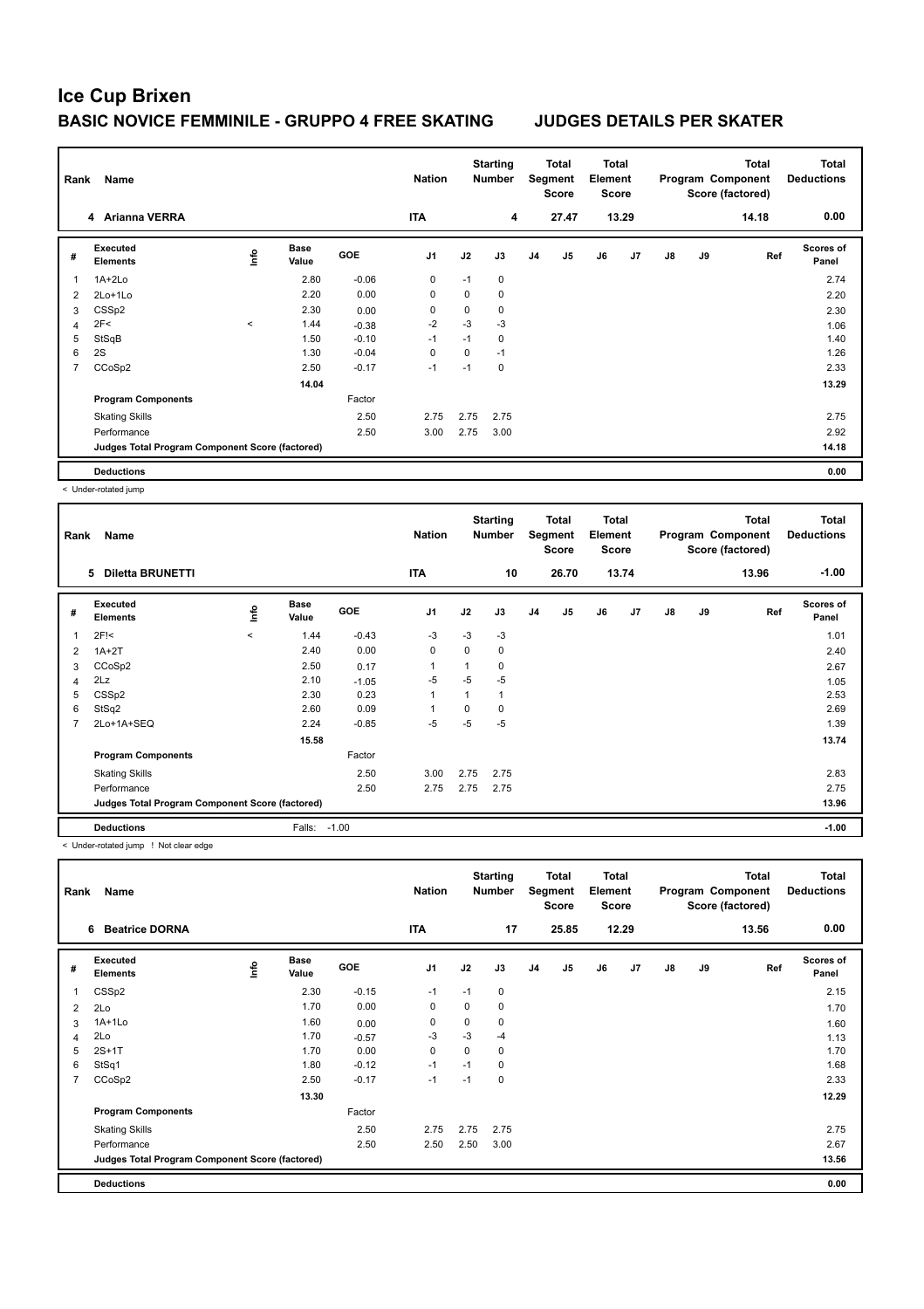# Ice Cup Brixen

## BASIC NOVICE FEMMINILE - GRUPPO 4 FREE SKATING

## JUDGES DETAILS PER SKATER

| Rank | Name | Nation | Starting Number | Total Segment Score | Total Element Score | Total Program Component Score (factored) | Total Deductions |
|---|---|---|---|---|---|---|---|
| 4 | Arianna VERRA | ITA | 4 | 27.47 | 13.29 | 14.18 | 0.00 |

| # | Executed Elements | Info | Base Value | GOE | J1 | J2 | J3 | J4 | J5 | J6 | J7 | J8 | J9 | Ref | Scores of Panel |
|---|---|---|---|---|---|---|---|---|---|---|---|---|---|---|---|
| 1 | 1A+2Lo | | 2.80 | -0.06 | 0 | -1 | 0 | | | | | | | | 2.74 |
| 2 | 2Lo+1Lo | | 2.20 | 0.00 | 0 | 0 | 0 | | | | | | | | 2.20 |
| 3 | CSSp2 | | 2.30 | 0.00 | 0 | 0 | 0 | | | | | | | | 2.30 |
| 4 | 2F< | < | 1.44 | -0.38 | -2 | -3 | -3 | | | | | | | | 1.06 |
| 5 | StSqB | | 1.50 | -0.10 | -1 | -1 | 0 | | | | | | | | 1.40 |
| 6 | 2S | | 1.30 | -0.04 | 0 | 0 | -1 | | | | | | | | 1.26 |
| 7 | CCoSp2 | | 2.50 | -0.17 | -1 | -1 | 0 | | | | | | | | 2.33 |
| | | | 14.04 | | | | | | | | | | | | 13.29 |
| | Program Components | | | Factor | | | | | | | | | | | |
| | Skating Skills | | | 2.50 | 2.75 | 2.75 | 2.75 | | | | | | | | 2.75 |
| | Performance | | | 2.50 | 3.00 | 2.75 | 3.00 | | | | | | | | 2.92 |
| | Judges Total Program Component Score (factored) | | | | | | | | | | | | | | 14.18 |
| | Deductions | | | | | | | | | | | | | | 0.00 |

< Under-rotated jump

| Rank | Name | Nation | Starting Number | Total Segment Score | Total Element Score | Total Program Component Score (factored) | Total Deductions |
|---|---|---|---|---|---|---|---|
| 5 | Diletta BRUNETTI | ITA | 10 | 26.70 | 13.74 | 13.96 | -1.00 |

| # | Executed Elements | Info | Base Value | GOE | J1 | J2 | J3 | J4 | J5 | J6 | J7 | J8 | J9 | Ref | Scores of Panel |
|---|---|---|---|---|---|---|---|---|---|---|---|---|---|---|---|
| 1 | 2F!< | < | 1.44 | -0.43 | -3 | -3 | -3 | | | | | | | | 1.01 |
| 2 | 1A+2T | | 2.40 | 0.00 | 0 | 0 | 0 | | | | | | | | 2.40 |
| 3 | CCoSp2 | | 2.50 | 0.17 | 1 | 1 | 0 | | | | | | | | 2.67 |
| 4 | 2Lz | | 2.10 | -1.05 | -5 | -5 | -5 | | | | | | | | 1.05 |
| 5 | CSSp2 | | 2.30 | 0.23 | 1 | 1 | 1 | | | | | | | | 2.53 |
| 6 | StSq2 | | 2.60 | 0.09 | 1 | 0 | 0 | | | | | | | | 2.69 |
| 7 | 2Lo+1A+SEQ | | 2.24 | -0.85 | -5 | -5 | -5 | | | | | | | | 1.39 |
| | | | 15.58 | | | | | | | | | | | | 13.74 |
| | Program Components | | | Factor | | | | | | | | | | | |
| | Skating Skills | | | 2.50 | 3.00 | 2.75 | 2.75 | | | | | | | | 2.83 |
| | Performance | | | 2.50 | 2.75 | 2.75 | 2.75 | | | | | | | | 2.75 |
| | Judges Total Program Component Score (factored) | | | | | | | | | | | | | | 13.96 |
| | Deductions | | Falls: | -1.00 | | | | | | | | | | | -1.00 |

< Under-rotated jump ! Not clear edge

| Rank | Name | Nation | Starting Number | Total Segment Score | Total Element Score | Total Program Component Score (factored) | Total Deductions |
|---|---|---|---|---|---|---|---|
| 6 | Beatrice DORNA | ITA | 17 | 25.85 | 12.29 | 13.56 | 0.00 |

| # | Executed Elements | Info | Base Value | GOE | J1 | J2 | J3 | J4 | J5 | J6 | J7 | J8 | J9 | Ref | Scores of Panel |
|---|---|---|---|---|---|---|---|---|---|---|---|---|---|---|---|
| 1 | CSSp2 | | 2.30 | -0.15 | -1 | -1 | 0 | | | | | | | | 2.15 |
| 2 | 2Lo | | 1.70 | 0.00 | 0 | 0 | 0 | | | | | | | | 1.70 |
| 3 | 1A+1Lo | | 1.60 | 0.00 | 0 | 0 | 0 | | | | | | | | 1.60 |
| 4 | 2Lo | | 1.70 | -0.57 | -3 | -3 | -4 | | | | | | | | 1.13 |
| 5 | 2S+1T | | 1.70 | 0.00 | 0 | 0 | 0 | | | | | | | | 1.70 |
| 6 | StSq1 | | 1.80 | -0.12 | -1 | -1 | 0 | | | | | | | | 1.68 |
| 7 | CCoSp2 | | 2.50 | -0.17 | -1 | -1 | 0 | | | | | | | | 2.33 |
| | | | 13.30 | | | | | | | | | | | | 12.29 |
| | Program Components | | | Factor | | | | | | | | | | | |
| | Skating Skills | | | 2.50 | 2.75 | 2.75 | 2.75 | | | | | | | | 2.75 |
| | Performance | | | 2.50 | 2.50 | 2.50 | 3.00 | | | | | | | | 2.67 |
| | Judges Total Program Component Score (factored) | | | | | | | | | | | | | | 13.56 |
| | Deductions | | | | | | | | | | | | | | 0.00 |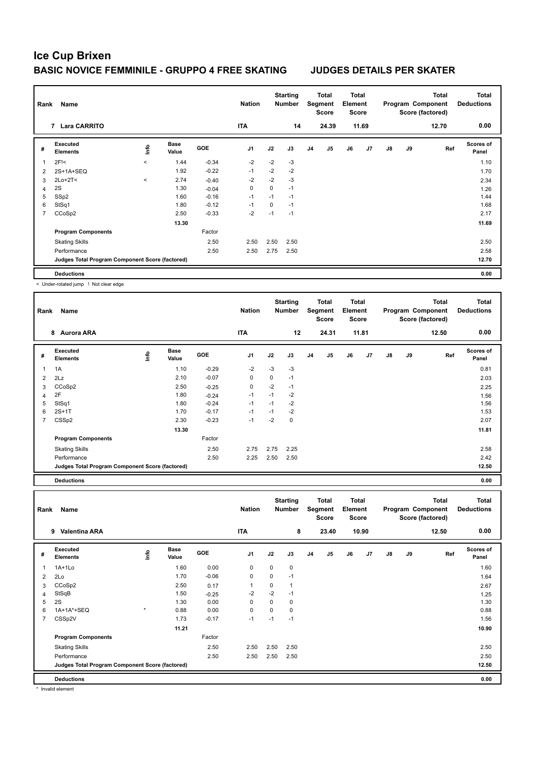# Ice Cup Brixen

## BASIC NOVICE FEMMINILE - GRUPPO 4 FREE SKATING JUDGES DETAILS PER SKATER

| Rank | Name | Nation | Starting Number | Total Segment Score | Total Element Score | Total Program Component Score (factored) | Total Deductions |
|---|---|---|---|---|---|---|---|
| 7 | Lara CARRITO | ITA | 14 | 24.39 | 11.69 | 12.70 | 0.00 |

| # | Executed Elements | Info | Base Value | GOE | J1 | J2 | J3 | J4 | J5 | J6 | J7 | J8 | J9 | Ref | Scores of Panel |
|---|---|---|---|---|---|---|---|---|---|---|---|---|---|---|---|
| 1 | 2F!< | < | 1.44 | -0.34 | -2 | -2 | -3 | | | | | | | | 1.10 |
| 2 | 2S+1A+SEQ | | 1.92 | -0.22 | -1 | -2 | -2 | | | | | | | | 1.70 |
| 3 | 2Lo+2T< | < | 2.74 | -0.40 | -2 | -2 | -3 | | | | | | | | 2.34 |
| 4 | 2S | | 1.30 | -0.04 | 0 | 0 | -1 | | | | | | | | 1.26 |
| 5 | SSp2 | | 1.60 | -0.16 | -1 | -1 | -1 | | | | | | | | 1.44 |
| 6 | StSq1 | | 1.80 | -0.12 | -1 | 0 | -1 | | | | | | | | 1.68 |
| 7 | CCoSp2 | | 2.50 | -0.33 | -2 | -1 | -1 | | | | | | | | 2.17 |
| | | | 13.30 | | | | | | | | | | | | 11.69 |
| | **Program Components** | | | Factor | | | | | | | | | | | |
| | Skating Skills | | | 2.50 | 2.50 | 2.50 | 2.50 | | | | | | | | 2.50 |
| | Performance | | | 2.50 | 2.50 | 2.75 | 2.50 | | | | | | | | 2.58 |
| | **Judges Total Program Component Score (factored)** | | | | | | | | | | | | | | 12.70 |
| | **Deductions** | | | | | | | | | | | | | | 0.00 |

< Under-rotated jump ! Not clear edge

| Rank | Name | Nation | Starting Number | Total Segment Score | Total Element Score | Total Program Component Score (factored) | Total Deductions |
|---|---|---|---|---|---|---|---|
| 8 | Aurora ARA | ITA | 12 | 24.31 | 11.81 | 12.50 | 0.00 |

| # | Executed Elements | Info | Base Value | GOE | J1 | J2 | J3 | J4 | J5 | J6 | J7 | J8 | J9 | Ref | Scores of Panel |
|---|---|---|---|---|---|---|---|---|---|---|---|---|---|---|---|
| 1 | 1A | | 1.10 | -0.29 | -2 | -3 | -3 | | | | | | | | 0.81 |
| 2 | 2Lz | | 2.10 | -0.07 | 0 | 0 | -1 | | | | | | | | 2.03 |
| 3 | CCoSp2 | | 2.50 | -0.25 | 0 | -2 | -1 | | | | | | | | 2.25 |
| 4 | 2F | | 1.80 | -0.24 | -1 | -1 | -2 | | | | | | | | 1.56 |
| 5 | StSq1 | | 1.80 | -0.24 | -1 | -1 | -2 | | | | | | | | 1.56 |
| 6 | 2S+1T | | 1.70 | -0.17 | -1 | -1 | -2 | | | | | | | | 1.53 |
| 7 | CSSp2 | | 2.30 | -0.23 | -1 | -2 | 0 | | | | | | | | 2.07 |
| | | | 13.30 | | | | | | | | | | | | 11.81 |
| | **Program Components** | | | Factor | | | | | | | | | | | |
| | Skating Skills | | | 2.50 | 2.75 | 2.75 | 2.25 | | | | | | | | 2.58 |
| | Performance | | | 2.50 | 2.25 | 2.50 | 2.50 | | | | | | | | 2.42 |
| | **Judges Total Program Component Score (factored)** | | | | | | | | | | | | | | 12.50 |
| | **Deductions** | | | | | | | | | | | | | | 0.00 |

| Rank | Name | Nation | Starting Number | Total Segment Score | Total Element Score | Total Program Component Score (factored) | Total Deductions |
|---|---|---|---|---|---|---|---|
| 9 | Valentina ARA | ITA | 8 | 23.40 | 10.90 | 12.50 | 0.00 |

| # | Executed Elements | Info | Base Value | GOE | J1 | J2 | J3 | J4 | J5 | J6 | J7 | J8 | J9 | Ref | Scores of Panel |
|---|---|---|---|---|---|---|---|---|---|---|---|---|---|---|---|
| 1 | 1A+1Lo | | 1.60 | 0.00 | 0 | 0 | 0 | | | | | | | | 1.60 |
| 2 | 2Lo | | 1.70 | -0.06 | 0 | 0 | -1 | | | | | | | | 1.64 |
| 3 | CCoSp2 | | 2.50 | 0.17 | 1 | 0 | 1 | | | | | | | | 2.67 |
| 4 | StSqB | | 1.50 | -0.25 | -2 | -2 | -1 | | | | | | | | 1.25 |
| 5 | 2S | | 1.30 | 0.00 | 0 | 0 | 0 | | | | | | | | 1.30 |
| 6 | 1A+1A*+SEQ | * | 0.88 | 0.00 | 0 | 0 | 0 | | | | | | | | 0.88 |
| 7 | CSSp2V | | 1.73 | -0.17 | -1 | -1 | -1 | | | | | | | | 1.56 |
| | | | 11.21 | | | | | | | | | | | | 10.90 |
| | **Program Components** | | | Factor | | | | | | | | | | | |
| | Skating Skills | | | 2.50 | 2.50 | 2.50 | 2.50 | | | | | | | | 2.50 |
| | Performance | | | 2.50 | 2.50 | 2.50 | 2.50 | | | | | | | | 2.50 |
| | **Judges Total Program Component Score (factored)** | | | | | | | | | | | | | | 12.50 |
| | **Deductions** | | | | | | | | | | | | | | 0.00 |

* Invalid element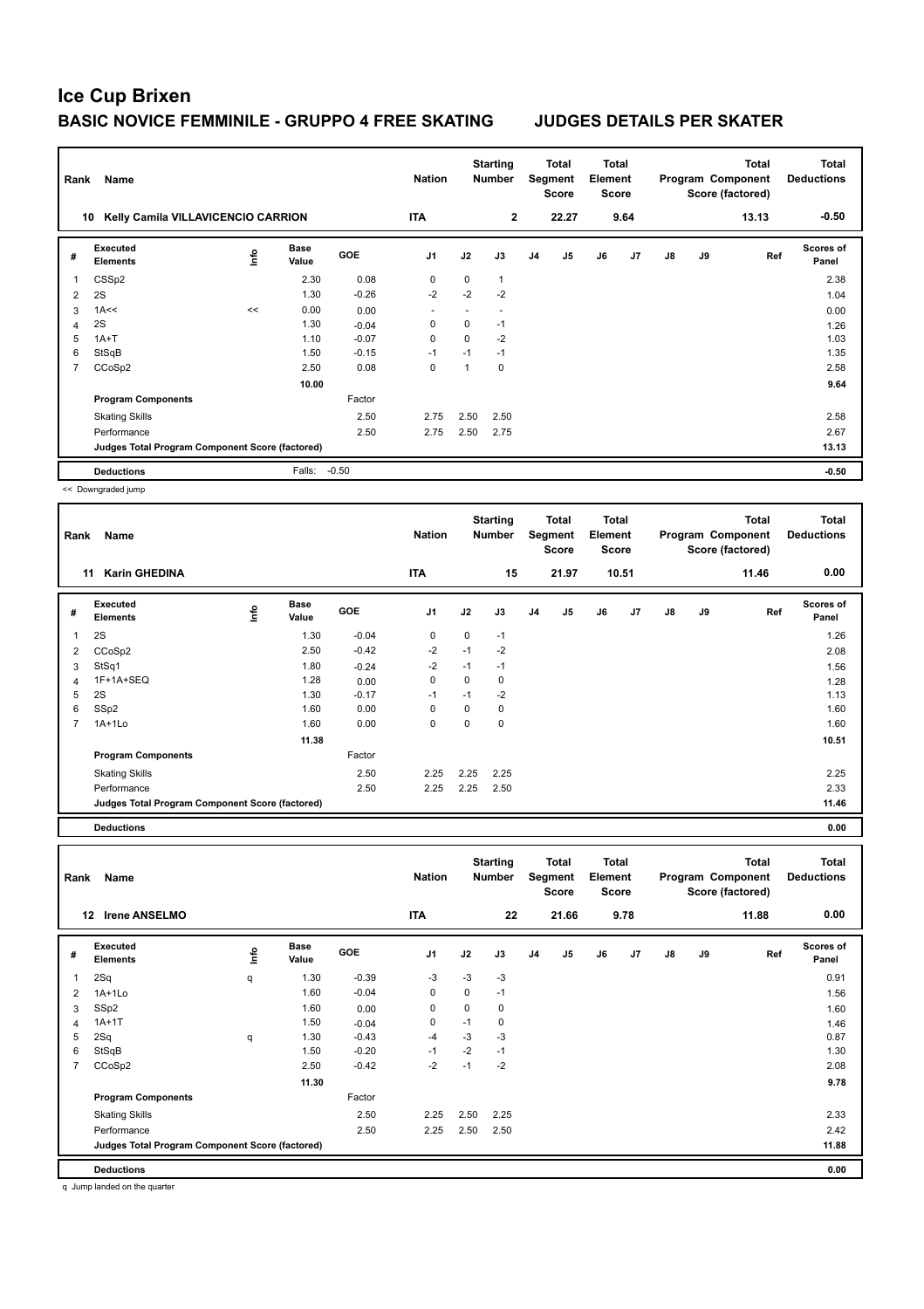# Ice Cup Brixen

## BASIC NOVICE FEMMINILE - GRUPPO 4 FREE SKATING — JUDGES DETAILS PER SKATER

| Rank | Name | Nation | Starting Number | Total Segment Score | Total Element Score | Total Program Component Score (factored) | Total Deductions |
|---|---|---|---|---|---|---|---|
| 10 | Kelly Camila VILLAVICENCIO CARRION | ITA | 2 | 22.27 | 9.64 | 13.13 | -0.50 |

| # | Executed Elements | Info | Base Value | GOE | J1 | J2 | J3 | J4 | J5 | J6 | J7 | J8 | J9 | Ref | Scores of Panel |
|---|---|---|---|---|---|---|---|---|---|---|---|---|---|---|---|
| 1 | CSSp2 | | 2.30 | 0.08 | 0 | 0 | 1 | | | | | | | | 2.38 |
| 2 | 2S | | 1.30 | -0.26 | -2 | -2 | -2 | | | | | | | | 1.04 |
| 3 | 1A<< | << | 0.00 | 0.00 | - | - | - | | | | | | | | 0.00 |
| 4 | 2S | | 1.30 | -0.04 | 0 | 0 | -1 | | | | | | | | 1.26 |
| 5 | 1A+T | | 1.10 | -0.07 | 0 | 0 | -2 | | | | | | | | 1.03 |
| 6 | StSqB | | 1.50 | -0.15 | -1 | -1 | -1 | | | | | | | | 1.35 |
| 7 | CCoSp2 | | 2.50 | 0.08 | 0 | 1 | 0 | | | | | | | | 2.58 |
| | | | 10.00 | | | | | | | | | | | | 9.64 |
| | Program Components | | | Factor | | | | | | | | | | | |
| | Skating Skills | | | 2.50 | 2.75 | 2.50 | 2.50 | | | | | | | | 2.58 |
| | Performance | | | 2.50 | 2.75 | 2.50 | 2.75 | | | | | | | | 2.67 |
| | Judges Total Program Component Score (factored) | | | | | | | | | | | | | | 13.13 |
| | Deductions | | Falls: | -0.50 | | | | | | | | | | | -0.50 |

<< Downgraded jump

| Rank | Name | Nation | Starting Number | Total Segment Score | Total Element Score | Total Program Component Score (factored) | Total Deductions |
|---|---|---|---|---|---|---|---|
| 11 | Karin GHEDINA | ITA | 15 | 21.97 | 10.51 | 11.46 | 0.00 |

| # | Executed Elements | Info | Base Value | GOE | J1 | J2 | J3 | J4 | J5 | J6 | J7 | J8 | J9 | Ref | Scores of Panel |
|---|---|---|---|---|---|---|---|---|---|---|---|---|---|---|---|
| 1 | 2S | | 1.30 | -0.04 | 0 | 0 | -1 | | | | | | | | 1.26 |
| 2 | CCoSp2 | | 2.50 | -0.42 | -2 | -1 | -2 | | | | | | | | 2.08 |
| 3 | StSq1 | | 1.80 | -0.24 | -2 | -1 | -1 | | | | | | | | 1.56 |
| 4 | 1F+1A+SEQ | | 1.28 | 0.00 | 0 | 0 | 0 | | | | | | | | 1.28 |
| 5 | 2S | | 1.30 | -0.17 | -1 | -1 | -2 | | | | | | | | 1.13 |
| 6 | SSp2 | | 1.60 | 0.00 | 0 | 0 | 0 | | | | | | | | 1.60 |
| 7 | 1A+1Lo | | 1.60 | 0.00 | 0 | 0 | 0 | | | | | | | | 1.60 |
| | | | 11.38 | | | | | | | | | | | | 10.51 |
| | Program Components | | | Factor | | | | | | | | | | | |
| | Skating Skills | | | 2.50 | 2.25 | 2.25 | 2.25 | | | | | | | | 2.25 |
| | Performance | | | 2.50 | 2.25 | 2.25 | 2.50 | | | | | | | | 2.33 |
| | Judges Total Program Component Score (factored) | | | | | | | | | | | | | | 11.46 |
| | Deductions | | | | | | | | | | | | | | 0.00 |

| Rank | Name | Nation | Starting Number | Total Segment Score | Total Element Score | Total Program Component Score (factored) | Total Deductions |
|---|---|---|---|---|---|---|---|
| 12 | Irene ANSELMO | ITA | 22 | 21.66 | 9.78 | 11.88 | 0.00 |

| # | Executed Elements | Info | Base Value | GOE | J1 | J2 | J3 | J4 | J5 | J6 | J7 | J8 | J9 | Ref | Scores of Panel |
|---|---|---|---|---|---|---|---|---|---|---|---|---|---|---|---|
| 1 | 2Sq | q | 1.30 | -0.39 | -3 | -3 | -3 | | | | | | | | 0.91 |
| 2 | 1A+1Lo | | 1.60 | -0.04 | 0 | 0 | -1 | | | | | | | | 1.56 |
| 3 | SSp2 | | 1.60 | 0.00 | 0 | 0 | 0 | | | | | | | | 1.60 |
| 4 | 1A+1T | | 1.50 | -0.04 | 0 | -1 | 0 | | | | | | | | 1.46 |
| 5 | 2Sq | q | 1.30 | -0.43 | -4 | -3 | -3 | | | | | | | | 0.87 |
| 6 | StSqB | | 1.50 | -0.20 | -1 | -2 | -1 | | | | | | | | 1.30 |
| 7 | CCoSp2 | | 2.50 | -0.42 | -2 | -1 | -2 | | | | | | | | 2.08 |
| | | | 11.30 | | | | | | | | | | | | 9.78 |
| | Program Components | | | Factor | | | | | | | | | | | |
| | Skating Skills | | | 2.50 | 2.25 | 2.50 | 2.25 | | | | | | | | 2.33 |
| | Performance | | | 2.50 | 2.25 | 2.50 | 2.50 | | | | | | | | 2.42 |
| | Judges Total Program Component Score (factored) | | | | | | | | | | | | | | 11.88 |
| | Deductions | | | | | | | | | | | | | | 0.00 |

q Jump landed on the quarter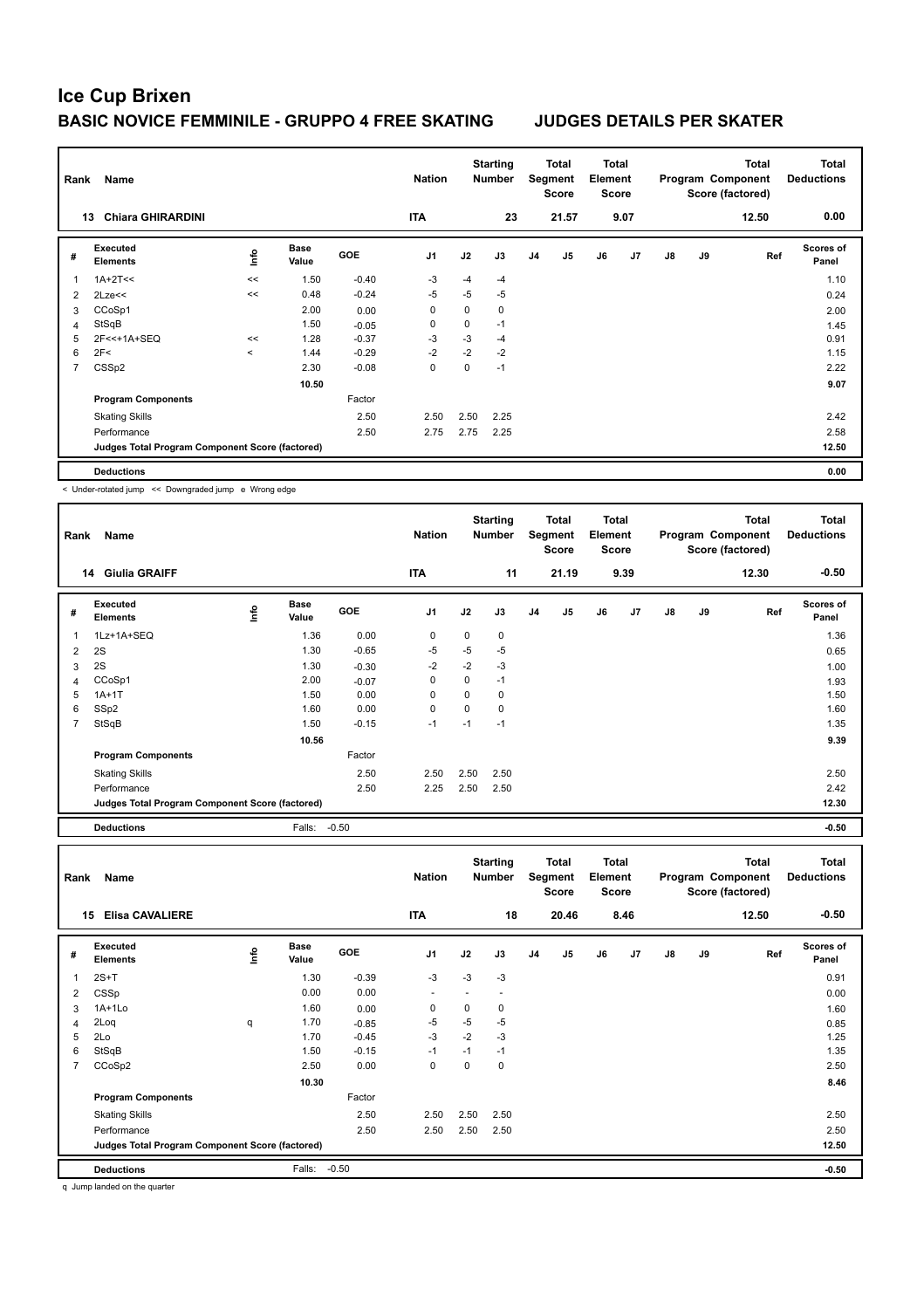# Ice Cup Brixen

## BASIC NOVICE FEMMINILE - GRUPPO 4 FREE SKATING — JUDGES DETAILS PER SKATER

| Rank | Name | Nation | Starting Number | Total Segment Score | Total Element Score | Total Program Component Score (factored) | Total Deductions |
|---|---|---|---|---|---|---|---|
| 13 | Chiara GHIRARDINI | ITA | 23 | 21.57 | 9.07 | 12.50 | 0.00 |

| # | Executed Elements | Info | Base Value | GOE | J1 | J2 | J3 | J4 | J5 | J6 | J7 | J8 | J9 | Ref | Scores of Panel |
|---|---|---|---|---|---|---|---|---|---|---|---|---|---|---|---|
| 1 | 1A+2T<< | << | 1.50 | -0.40 | -3 | -4 | -4 | | | | | | | | 1.10 |
| 2 | 2Lze<< | << | 0.48 | -0.24 | -5 | -5 | -5 | | | | | | | | 0.24 |
| 3 | CCoSp1 | | 2.00 | 0.00 | 0 | 0 | 0 | | | | | | | | 2.00 |
| 4 | StSqB | | 1.50 | -0.05 | 0 | 0 | -1 | | | | | | | | 1.45 |
| 5 | 2F<<+1A+SEQ | << | 1.28 | -0.37 | -3 | -3 | -4 | | | | | | | | 0.91 |
| 6 | 2F< | < | 1.44 | -0.29 | -2 | -2 | -2 | | | | | | | | 1.15 |
| 7 | CSSp2 | | 2.30 | -0.08 | 0 | 0 | -1 | | | | | | | | 2.22 |
| | | | 10.50 | | | | | | | | | | | | 9.07 |
| | Program Components | | | Factor | | | | | | | | | | | |
| | Skating Skills | | | 2.50 | 2.50 | 2.50 | 2.25 | | | | | | | | 2.42 |
| | Performance | | | 2.50 | 2.75 | 2.75 | 2.25 | | | | | | | | 2.58 |
| | Judges Total Program Component Score (factored) | | | | | | | | | | | | | | 12.50 |
| | Deductions | | | | | | | | | | | | | | 0.00 |

< Under-rotated jump << Downgraded jump e Wrong edge

| Rank | Name | Nation | Starting Number | Total Segment Score | Total Element Score | Total Program Component Score (factored) | Total Deductions |
|---|---|---|---|---|---|---|---|
| 14 | Giulia GRAIFF | ITA | 11 | 21.19 | 9.39 | 12.30 | -0.50 |

| # | Executed Elements | Info | Base Value | GOE | J1 | J2 | J3 | J4 | J5 | J6 | J7 | J8 | J9 | Ref | Scores of Panel |
|---|---|---|---|---|---|---|---|---|---|---|---|---|---|---|---|
| 1 | 1Lz+1A+SEQ | | 1.36 | 0.00 | 0 | 0 | 0 | | | | | | | | 1.36 |
| 2 | 2S | | 1.30 | -0.65 | -5 | -5 | -5 | | | | | | | | 0.65 |
| 3 | 2S | | 1.30 | -0.30 | -2 | -2 | -3 | | | | | | | | 1.00 |
| 4 | CCoSp1 | | 2.00 | -0.07 | 0 | 0 | -1 | | | | | | | | 1.93 |
| 5 | 1A+1T | | 1.50 | 0.00 | 0 | 0 | 0 | | | | | | | | 1.50 |
| 6 | SSp2 | | 1.60 | 0.00 | 0 | 0 | 0 | | | | | | | | 1.60 |
| 7 | StSqB | | 1.50 | -0.15 | -1 | -1 | -1 | | | | | | | | 1.35 |
| | | | 10.56 | | | | | | | | | | | | 9.39 |
| | Program Components | | | Factor | | | | | | | | | | | |
| | Skating Skills | | | 2.50 | 2.50 | 2.50 | 2.50 | | | | | | | | 2.50 |
| | Performance | | | 2.50 | 2.25 | 2.50 | 2.50 | | | | | | | | 2.42 |
| | Judges Total Program Component Score (factored) | | | | | | | | | | | | | | 12.30 |
| | Deductions | | Falls: | -0.50 | | | | | | | | | | | -0.50 |

| Rank | Name | Nation | Starting Number | Total Segment Score | Total Element Score | Total Program Component Score (factored) | Total Deductions |
|---|---|---|---|---|---|---|---|
| 15 | Elisa CAVALIERE | ITA | 18 | 20.46 | 8.46 | 12.50 | -0.50 |

| # | Executed Elements | Info | Base Value | GOE | J1 | J2 | J3 | J4 | J5 | J6 | J7 | J8 | J9 | Ref | Scores of Panel |
|---|---|---|---|---|---|---|---|---|---|---|---|---|---|---|---|
| 1 | 2S+T | | 1.30 | -0.39 | -3 | -3 | -3 | | | | | | | | 0.91 |
| 2 | CSSp | | 0.00 | 0.00 | - | - | - | | | | | | | | 0.00 |
| 3 | 1A+1Lo | | 1.60 | 0.00 | 0 | 0 | 0 | | | | | | | | 1.60 |
| 4 | 2Loq | q | 1.70 | -0.85 | -5 | -5 | -5 | | | | | | | | 0.85 |
| 5 | 2Lo | | 1.70 | -0.45 | -3 | -2 | -3 | | | | | | | | 1.25 |
| 6 | StSqB | | 1.50 | -0.15 | -1 | -1 | -1 | | | | | | | | 1.35 |
| 7 | CCoSp2 | | 2.50 | 0.00 | 0 | 0 | 0 | | | | | | | | 2.50 |
| | | | 10.30 | | | | | | | | | | | | 8.46 |
| | Program Components | | | Factor | | | | | | | | | | | |
| | Skating Skills | | | 2.50 | 2.50 | 2.50 | 2.50 | | | | | | | | 2.50 |
| | Performance | | | 2.50 | 2.50 | 2.50 | 2.50 | | | | | | | | 2.50 |
| | Judges Total Program Component Score (factored) | | | | | | | | | | | | | | 12.50 |
| | Deductions | | Falls: | -0.50 | | | | | | | | | | | -0.50 |

q Jump landed on the quarter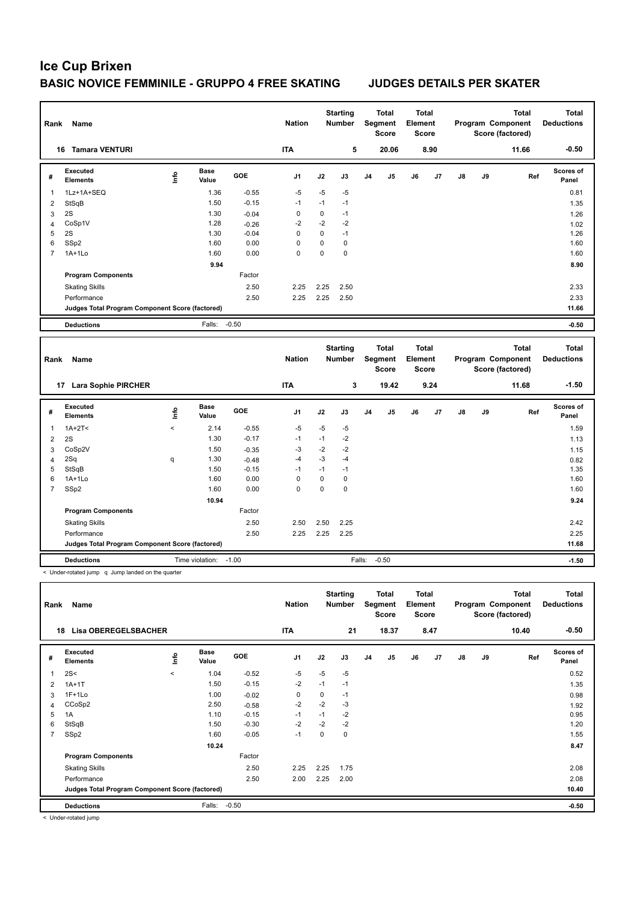# Ice Cup Brixen

## BASIC NOVICE FEMMINILE - GRUPPO 4 FREE SKATING — JUDGES DETAILS PER SKATER

| Rank | Name | Nation | Starting Number | Total Segment Score | Total Element Score | Total Program Component Score (factored) | Total Deductions |
|---|---|---|---|---|---|---|---|
| 16 | Tamara VENTURI | ITA | 5 | 20.06 | 8.90 | 11.66 | -0.50 |

| # | Executed Elements | Info | Base Value | GOE | J1 | J2 | J3 | J4 | J5 | J6 | J7 | J8 | J9 | Ref | Scores of Panel |
|---|---|---|---|---|---|---|---|---|---|---|---|---|---|---|---|
| 1 | 1Lz+1A+SEQ | | 1.36 | -0.55 | -5 | -5 | -5 | | | | | | | | 0.81 |
| 2 | StSqB | | 1.50 | -0.15 | -1 | -1 | -1 | | | | | | | | 1.35 |
| 3 | 2S | | 1.30 | -0.04 | 0 | 0 | -1 | | | | | | | | 1.26 |
| 4 | CoSp1V | | 1.28 | -0.26 | -2 | -2 | -2 | | | | | | | | 1.02 |
| 5 | 2S | | 1.30 | -0.04 | 0 | 0 | -1 | | | | | | | | 1.26 |
| 6 | SSp2 | | 1.60 | 0.00 | 0 | 0 | 0 | | | | | | | | 1.60 |
| 7 | 1A+1Lo | | 1.60 | 0.00 | 0 | 0 | 0 | | | | | | | | 1.60 |
| | | | 9.94 | | | | | | | | | | | | 8.90 |
| | **Program Components** | | | Factor | | | | | | | | | | | |
| | Skating Skills | | | 2.50 | 2.25 | 2.25 | 2.50 | | | | | | | | 2.33 |
| | Performance | | | 2.50 | 2.25 | 2.25 | 2.50 | | | | | | | | 2.33 |
| | **Judges Total Program Component Score (factored)** | | | | | | | | | | | | | | 11.66 |
| | **Deductions** | | Falls: | -0.50 | | | | | | | | | | | -0.50 |

| Rank | Name | Nation | Starting Number | Total Segment Score | Total Element Score | Total Program Component Score (factored) | Total Deductions |
|---|---|---|---|---|---|---|---|
| 17 | Lara Sophie PIRCHER | ITA | 3 | 19.42 | 9.24 | 11.68 | -1.50 |

| # | Executed Elements | Info | Base Value | GOE | J1 | J2 | J3 | J4 | J5 | J6 | J7 | J8 | J9 | Ref | Scores of Panel |
|---|---|---|---|---|---|---|---|---|---|---|---|---|---|---|---|
| 1 | 1A+2T< | < | 2.14 | -0.55 | -5 | -5 | -5 | | | | | | | | 1.59 |
| 2 | 2S | | 1.30 | -0.17 | -1 | -1 | -2 | | | | | | | | 1.13 |
| 3 | CoSp2V | | 1.50 | -0.35 | -3 | -2 | -2 | | | | | | | | 1.15 |
| 4 | 2Sq | q | 1.30 | -0.48 | -4 | -3 | -4 | | | | | | | | 0.82 |
| 5 | StSqB | | 1.50 | -0.15 | -1 | -1 | -1 | | | | | | | | 1.35 |
| 6 | 1A+1Lo | | 1.60 | 0.00 | 0 | 0 | 0 | | | | | | | | 1.60 |
| 7 | SSp2 | | 1.60 | 0.00 | 0 | 0 | 0 | | | | | | | | 1.60 |
| | | | 10.94 | | | | | | | | | | | | 9.24 |
| | **Program Components** | | | Factor | | | | | | | | | | | |
| | Skating Skills | | | 2.50 | 2.50 | 2.50 | 2.25 | | | | | | | | 2.42 |
| | Performance | | | 2.50 | 2.25 | 2.25 | 2.25 | | | | | | | | 2.25 |
| | **Judges Total Program Component Score (factored)** | | | | | | | | | | | | | | 11.68 |
| | **Deductions** | | Time violation: | -1.00 | | | Falls: | -0.50 | | | | | | | -1.50 |

< Under-rotated jump q Jump landed on the quarter

| Rank | Name | Nation | Starting Number | Total Segment Score | Total Element Score | Total Program Component Score (factored) | Total Deductions |
|---|---|---|---|---|---|---|---|
| 18 | Lisa OBEREGELSBACHER | ITA | 21 | 18.37 | 8.47 | 10.40 | -0.50 |

| # | Executed Elements | Info | Base Value | GOE | J1 | J2 | J3 | J4 | J5 | J6 | J7 | J8 | J9 | Ref | Scores of Panel |
|---|---|---|---|---|---|---|---|---|---|---|---|---|---|---|---|
| 1 | 2S< | < | 1.04 | -0.52 | -5 | -5 | -5 | | | | | | | | 0.52 |
| 2 | 1A+1T | | 1.50 | -0.15 | -2 | -1 | -1 | | | | | | | | 1.35 |
| 3 | 1F+1Lo | | 1.00 | -0.02 | 0 | 0 | -1 | | | | | | | | 0.98 |
| 4 | CCoSp2 | | 2.50 | -0.58 | -2 | -2 | -3 | | | | | | | | 1.92 |
| 5 | 1A | | 1.10 | -0.15 | -1 | -1 | -2 | | | | | | | | 0.95 |
| 6 | StSqB | | 1.50 | -0.30 | -2 | -2 | -2 | | | | | | | | 1.20 |
| 7 | SSp2 | | 1.60 | -0.05 | -1 | 0 | 0 | | | | | | | | 1.55 |
| | | | 10.24 | | | | | | | | | | | | 8.47 |
| | **Program Components** | | | Factor | | | | | | | | | | | |
| | Skating Skills | | | 2.50 | 2.25 | 2.25 | 1.75 | | | | | | | | 2.08 |
| | Performance | | | 2.50 | 2.00 | 2.25 | 2.00 | | | | | | | | 2.08 |
| | **Judges Total Program Component Score (factored)** | | | | | | | | | | | | | | 10.40 |
| | **Deductions** | | Falls: | -0.50 | | | | | | | | | | | -0.50 |

< Under-rotated jump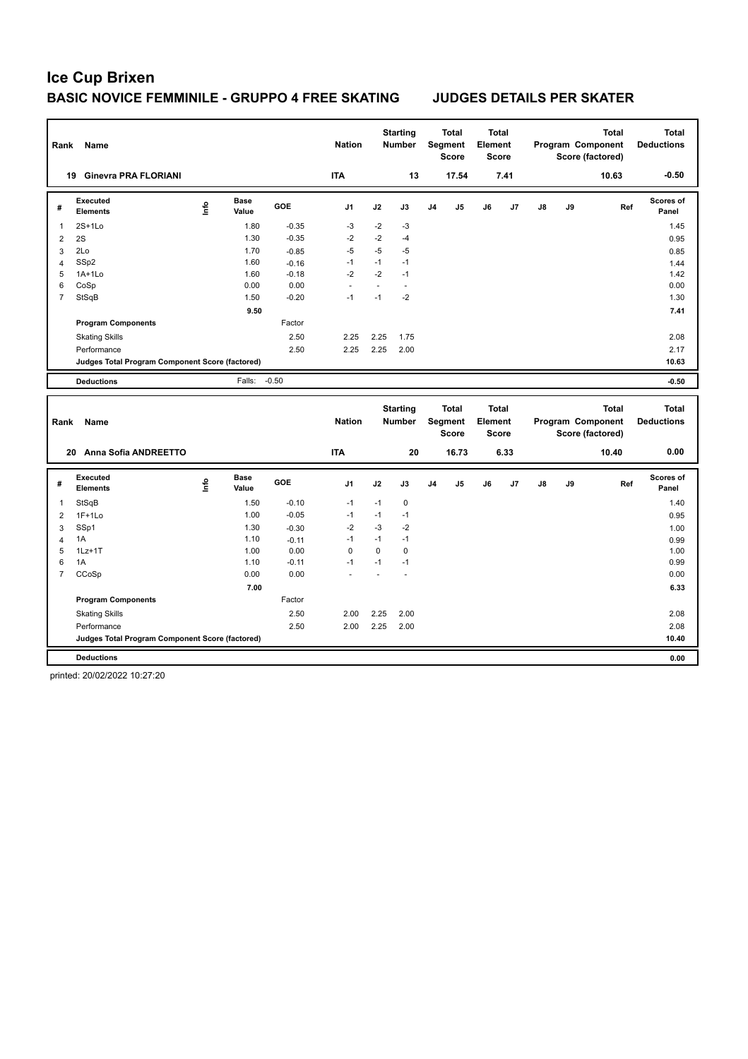# Ice Cup Brixen

## BASIC NOVICE FEMMINILE - GRUPPO 4 FREE SKATING　　JUDGES DETAILS PER SKATER

| Rank | Name | Nation | Starting Number | Total Segment Score | Total Element Score | Total Program Component Score (factored) | Total Deductions |
|---|---|---|---|---|---|---|---|
| 19 | Ginevra PRA FLORIANI | ITA | 13 | 17.54 | 7.41 | 10.63 | -0.50 |

| # | Executed Elements | Info | Base Value | GOE | J1 | J2 | J3 | J4 | J5 | J6 | J7 | J8 | J9 | Ref | Scores of Panel |
|---|---|---|---|---|---|---|---|---|---|---|---|---|---|---|---|
| 1 | 2S+1Lo | | 1.80 | -0.35 | -3 | -2 | -3 | | | | | | | | 1.45 |
| 2 | 2S | | 1.30 | -0.35 | -2 | -2 | -4 | | | | | | | | 0.95 |
| 3 | 2Lo | | 1.70 | -0.85 | -5 | -5 | -5 | | | | | | | | 0.85 |
| 4 | SSp2 | | 1.60 | -0.16 | -1 | -1 | -1 | | | | | | | | 1.44 |
| 5 | 1A+1Lo | | 1.60 | -0.18 | -2 | -2 | -1 | | | | | | | | 1.42 |
| 6 | CoSp | | 0.00 | 0.00 | - | - | - | | | | | | | | 0.00 |
| 7 | StSqB | | 1.50 | -0.20 | -1 | -1 | -2 | | | | | | | | 1.30 |
| | | | 9.50 | | | | | | | | | | | | 7.41 |
| | Program Components | | | Factor | | | | | | | | | | | |
| | Skating Skills | | | 2.50 | 2.25 | 2.25 | 1.75 | | | | | | | | 2.08 |
| | Performance | | | 2.50 | 2.25 | 2.25 | 2.00 | | | | | | | | 2.17 |
| | Judges Total Program Component Score (factored) | | | | | | | | | | | | | | 10.63 |
| | Deductions | | Falls: | -0.50 | | | | | | | | | | | -0.50 |

| Rank | Name | Nation | Starting Number | Total Segment Score | Total Element Score | Total Program Component Score (factored) | Total Deductions |
|---|---|---|---|---|---|---|---|
| 20 | Anna Sofia ANDREETTO | ITA | 20 | 16.73 | 6.33 | 10.40 | 0.00 |

| # | Executed Elements | Info | Base Value | GOE | J1 | J2 | J3 | J4 | J5 | J6 | J7 | J8 | J9 | Ref | Scores of Panel |
|---|---|---|---|---|---|---|---|---|---|---|---|---|---|---|---|
| 1 | StSqB | | 1.50 | -0.10 | -1 | -1 | 0 | | | | | | | | 1.40 |
| 2 | 1F+1Lo | | 1.00 | -0.05 | -1 | -1 | -1 | | | | | | | | 0.95 |
| 3 | SSp1 | | 1.30 | -0.30 | -2 | -3 | -2 | | | | | | | | 1.00 |
| 4 | 1A | | 1.10 | -0.11 | -1 | -1 | -1 | | | | | | | | 0.99 |
| 5 | 1Lz+1T | | 1.00 | 0.00 | 0 | 0 | 0 | | | | | | | | 1.00 |
| 6 | 1A | | 1.10 | -0.11 | -1 | -1 | -1 | | | | | | | | 0.99 |
| 7 | CCoSp | | 0.00 | 0.00 | - | - | - | | | | | | | | 0.00 |
| | | | 7.00 | | | | | | | | | | | | 6.33 |
| | Program Components | | | Factor | | | | | | | | | | | |
| | Skating Skills | | | 2.50 | 2.00 | 2.25 | 2.00 | | | | | | | | 2.08 |
| | Performance | | | 2.50 | 2.00 | 2.25 | 2.00 | | | | | | | | 2.08 |
| | Judges Total Program Component Score (factored) | | | | | | | | | | | | | | 10.40 |
| | Deductions | | | | | | | | | | | | | | 0.00 |

printed: 20/02/2022 10:27:20